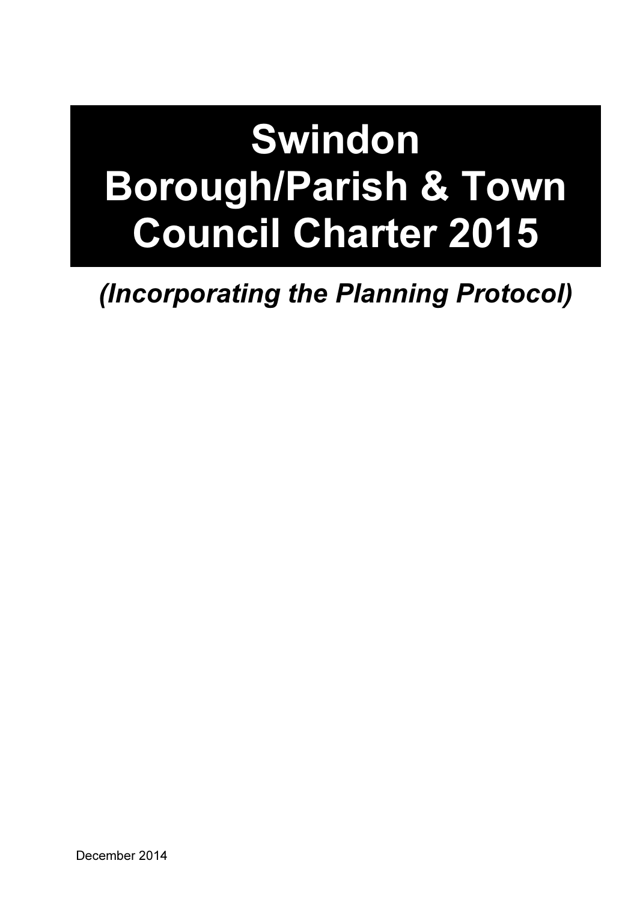# Swindon Borough/Parish & Town Council Charter 2015

***(Incorporating the Planning Protocol)***

December 2014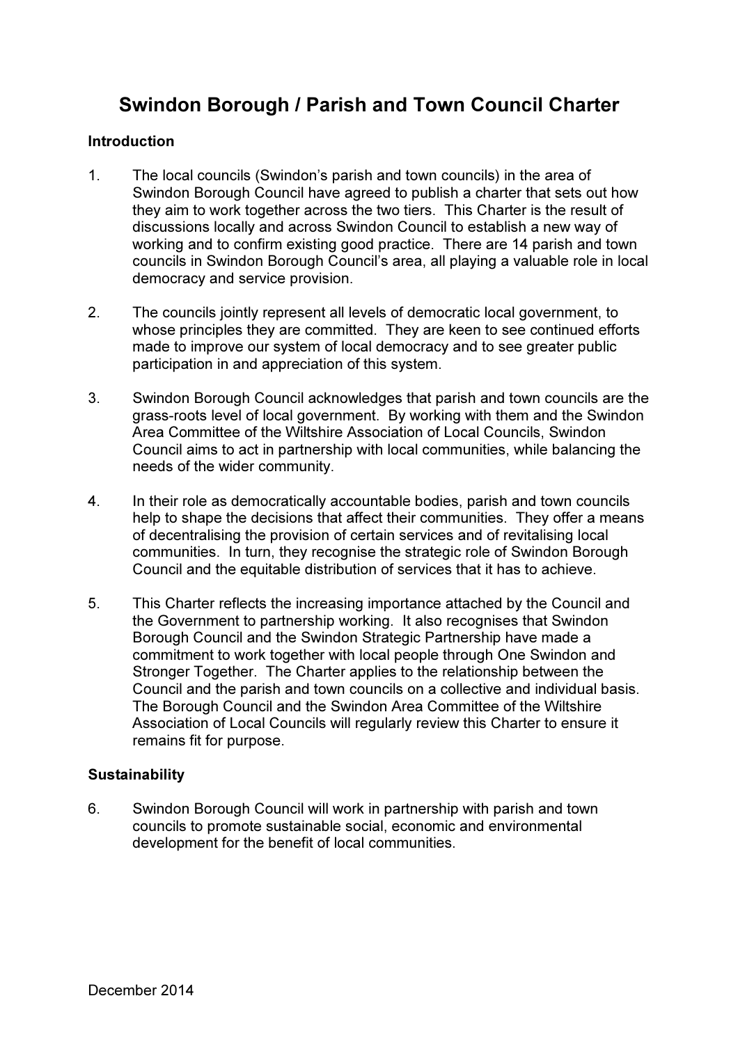# Swindon Borough / Parish and Town Council Charter

**Introduction**

1. The local councils (Swindon's parish and town councils) in the area of Swindon Borough Council have agreed to publish a charter that sets out how they aim to work together across the two tiers. This Charter is the result of discussions locally and across Swindon Council to establish a new way of working and to confirm existing good practice. There are 14 parish and town councils in Swindon Borough Council's area, all playing a valuable role in local democracy and service provision.

2. The councils jointly represent all levels of democratic local government, to whose principles they are committed. They are keen to see continued efforts made to improve our system of local democracy and to see greater public participation in and appreciation of this system.

3. Swindon Borough Council acknowledges that parish and town councils are the grass-roots level of local government. By working with them and the Swindon Area Committee of the Wiltshire Association of Local Councils, Swindon Council aims to act in partnership with local communities, while balancing the needs of the wider community.

4. In their role as democratically accountable bodies, parish and town councils help to shape the decisions that affect their communities. They offer a means of decentralising the provision of certain services and of revitalising local communities. In turn, they recognise the strategic role of Swindon Borough Council and the equitable distribution of services that it has to achieve.

5. This Charter reflects the increasing importance attached by the Council and the Government to partnership working. It also recognises that Swindon Borough Council and the Swindon Strategic Partnership have made a commitment to work together with local people through One Swindon and Stronger Together. The Charter applies to the relationship between the Council and the parish and town councils on a collective and individual basis. The Borough Council and the Swindon Area Committee of the Wiltshire Association of Local Councils will regularly review this Charter to ensure it remains fit for purpose.

**Sustainability**

6. Swindon Borough Council will work in partnership with parish and town councils to promote sustainable social, economic and environmental development for the benefit of local communities.

December 2014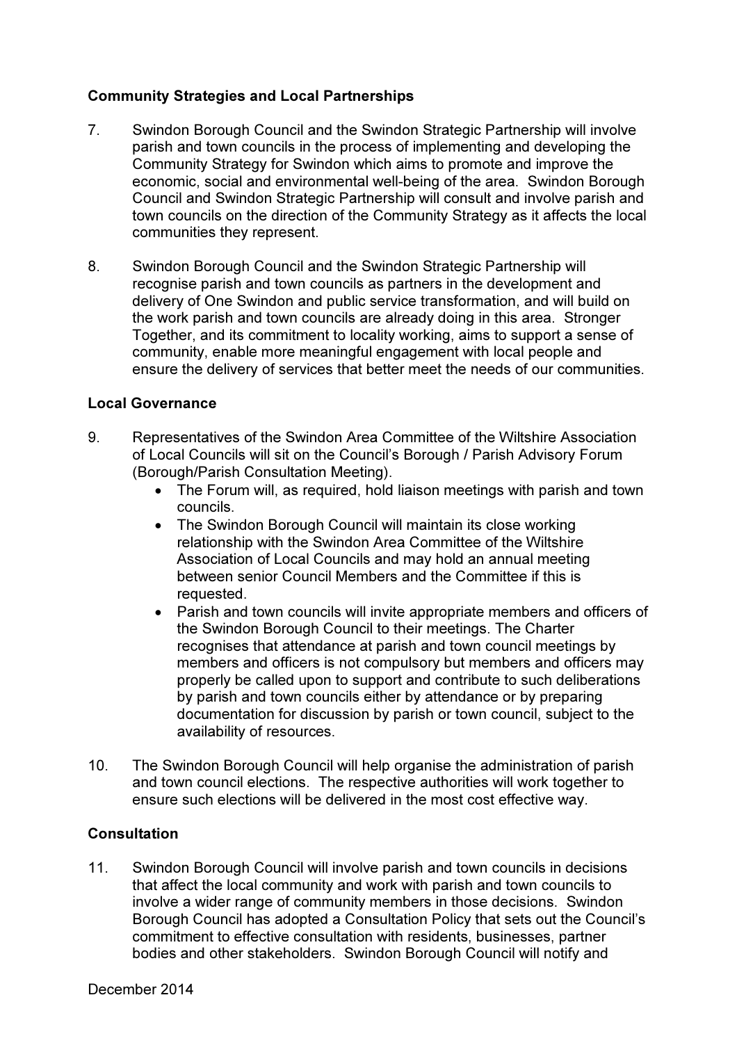**Community Strategies and Local Partnerships**

7. Swindon Borough Council and the Swindon Strategic Partnership will involve parish and town councils in the process of implementing and developing the Community Strategy for Swindon which aims to promote and improve the economic, social and environmental well-being of the area. Swindon Borough Council and Swindon Strategic Partnership will consult and involve parish and town councils on the direction of the Community Strategy as it affects the local communities they represent.

8. Swindon Borough Council and the Swindon Strategic Partnership will recognise parish and town councils as partners in the development and delivery of One Swindon and public service transformation, and will build on the work parish and town councils are already doing in this area. Stronger Together, and its commitment to locality working, aims to support a sense of community, enable more meaningful engagement with local people and ensure the delivery of services that better meet the needs of our communities.

**Local Governance**

9. Representatives of the Swindon Area Committee of the Wiltshire Association of Local Councils will sit on the Council's Borough / Parish Advisory Forum (Borough/Parish Consultation Meeting).
   - The Forum will, as required, hold liaison meetings with parish and town councils.
   - The Swindon Borough Council will maintain its close working relationship with the Swindon Area Committee of the Wiltshire Association of Local Councils and may hold an annual meeting between senior Council Members and the Committee if this is requested.
   - Parish and town councils will invite appropriate members and officers of the Swindon Borough Council to their meetings. The Charter recognises that attendance at parish and town council meetings by members and officers is not compulsory but members and officers may properly be called upon to support and contribute to such deliberations by parish and town councils either by attendance or by preparing documentation for discussion by parish or town council, subject to the availability of resources.

10. The Swindon Borough Council will help organise the administration of parish and town council elections. The respective authorities will work together to ensure such elections will be delivered in the most cost effective way.

**Consultation**

11. Swindon Borough Council will involve parish and town councils in decisions that affect the local community and work with parish and town councils to involve a wider range of community members in those decisions. Swindon Borough Council has adopted a Consultation Policy that sets out the Council's commitment to effective consultation with residents, businesses, partner bodies and other stakeholders. Swindon Borough Council will notify and

December 2014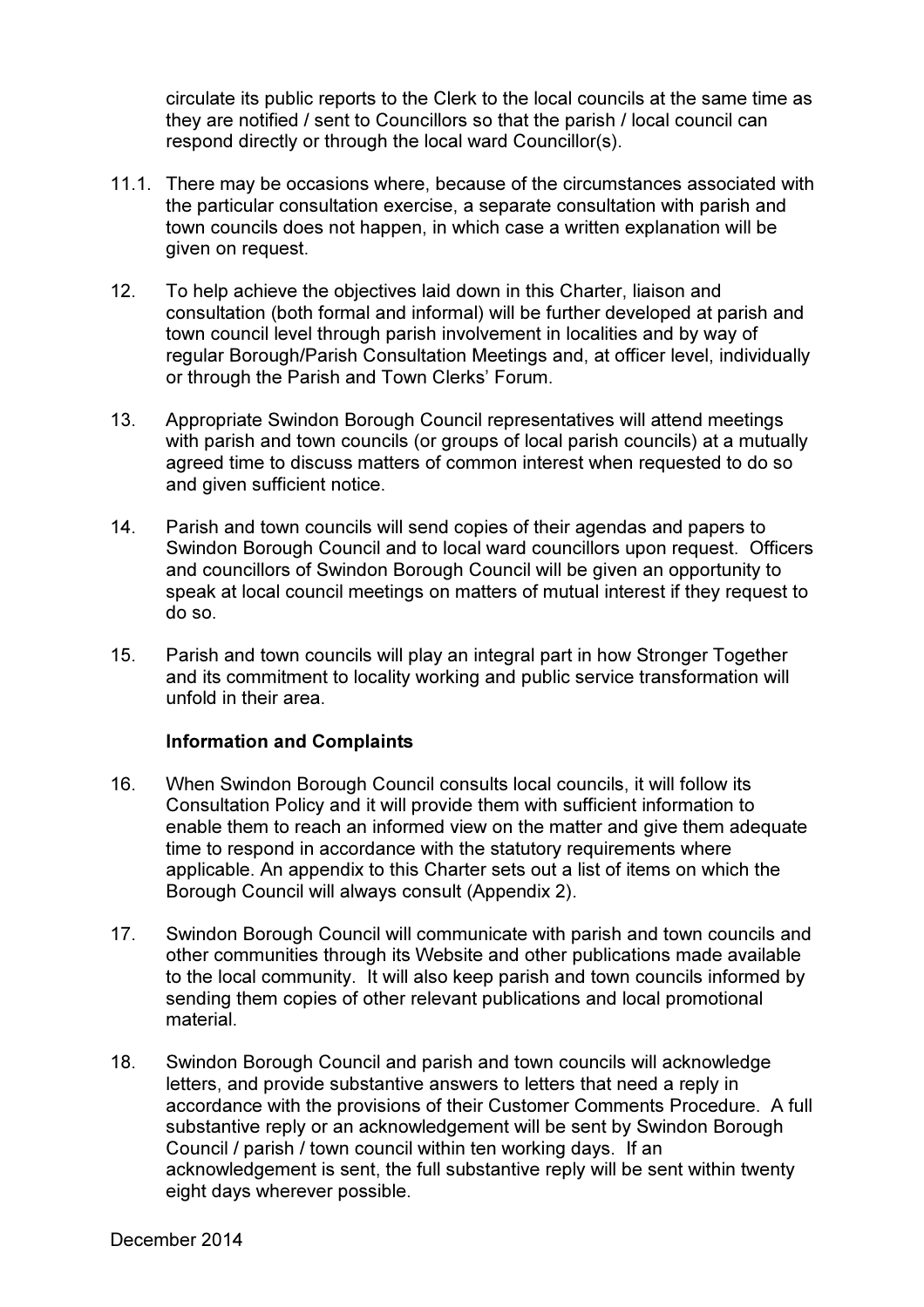circulate its public reports to the Clerk to the local councils at the same time as they are notified / sent to Councillors so that the parish / local council can respond directly or through the local ward Councillor(s).

11.1. There may be occasions where, because of the circumstances associated with the particular consultation exercise, a separate consultation with parish and town councils does not happen, in which case a written explanation will be given on request.

12. To help achieve the objectives laid down in this Charter, liaison and consultation (both formal and informal) will be further developed at parish and town council level through parish involvement in localities and by way of regular Borough/Parish Consultation Meetings and, at officer level, individually or through the Parish and Town Clerks' Forum.

13. Appropriate Swindon Borough Council representatives will attend meetings with parish and town councils (or groups of local parish councils) at a mutually agreed time to discuss matters of common interest when requested to do so and given sufficient notice.

14. Parish and town councils will send copies of their agendas and papers to Swindon Borough Council and to local ward councillors upon request. Officers and councillors of Swindon Borough Council will be given an opportunity to speak at local council meetings on matters of mutual interest if they request to do so.

15. Parish and town councils will play an integral part in how Stronger Together and its commitment to locality working and public service transformation will unfold in their area.

**Information and Complaints**

16. When Swindon Borough Council consults local councils, it will follow its Consultation Policy and it will provide them with sufficient information to enable them to reach an informed view on the matter and give them adequate time to respond in accordance with the statutory requirements where applicable. An appendix to this Charter sets out a list of items on which the Borough Council will always consult (Appendix 2).

17. Swindon Borough Council will communicate with parish and town councils and other communities through its Website and other publications made available to the local community. It will also keep parish and town councils informed by sending them copies of other relevant publications and local promotional material.

18. Swindon Borough Council and parish and town councils will acknowledge letters, and provide substantive answers to letters that need a reply in accordance with the provisions of their Customer Comments Procedure. A full substantive reply or an acknowledgement will be sent by Swindon Borough Council / parish / town council within ten working days. If an acknowledgement is sent, the full substantive reply will be sent within twenty eight days wherever possible.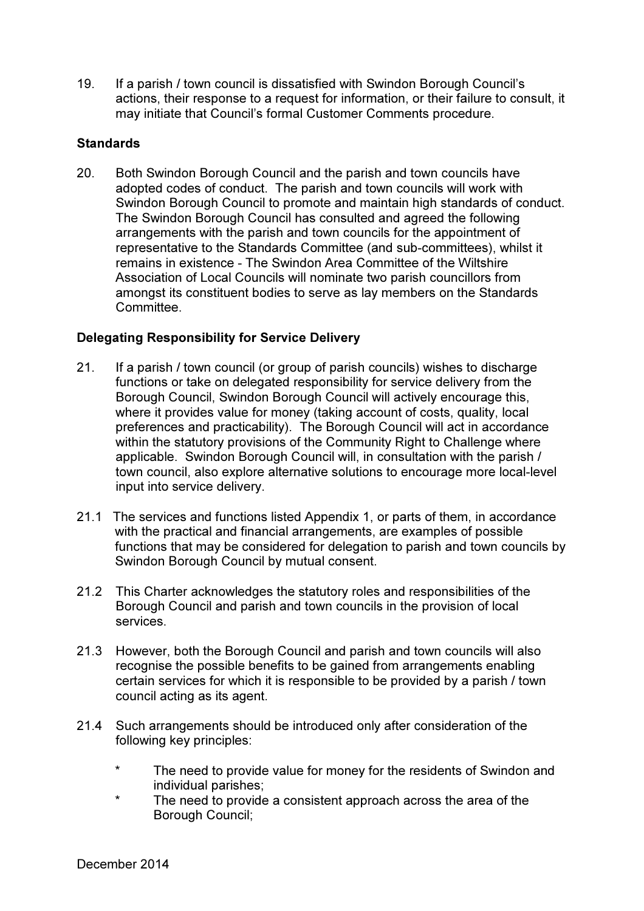19. If a parish / town council is dissatisfied with Swindon Borough Council's actions, their response to a request for information, or their failure to consult, it may initiate that Council's formal Customer Comments procedure.

**Standards**

20. Both Swindon Borough Council and the parish and town councils have adopted codes of conduct. The parish and town councils will work with Swindon Borough Council to promote and maintain high standards of conduct. The Swindon Borough Council has consulted and agreed the following arrangements with the parish and town councils for the appointment of representative to the Standards Committee (and sub-committees), whilst it remains in existence - The Swindon Area Committee of the Wiltshire Association of Local Councils will nominate two parish councillors from amongst its constituent bodies to serve as lay members on the Standards Committee.

**Delegating Responsibility for Service Delivery**

21. If a parish / town council (or group of parish councils) wishes to discharge functions or take on delegated responsibility for service delivery from the Borough Council, Swindon Borough Council will actively encourage this, where it provides value for money (taking account of costs, quality, local preferences and practicability). The Borough Council will act in accordance within the statutory provisions of the Community Right to Challenge where applicable. Swindon Borough Council will, in consultation with the parish / town council, also explore alternative solutions to encourage more local-level input into service delivery.

21.1 The services and functions listed Appendix 1, or parts of them, in accordance with the practical and financial arrangements, are examples of possible functions that may be considered for delegation to parish and town councils by Swindon Borough Council by mutual consent.

21.2 This Charter acknowledges the statutory roles and responsibilities of the Borough Council and parish and town councils in the provision of local services.

21.3 However, both the Borough Council and parish and town councils will also recognise the possible benefits to be gained from arrangements enabling certain services for which it is responsible to be provided by a parish / town council acting as its agent.

21.4 Such arrangements should be introduced only after consideration of the following key principles:

- The need to provide value for money for the residents of Swindon and individual parishes;
- The need to provide a consistent approach across the area of the Borough Council;

December 2014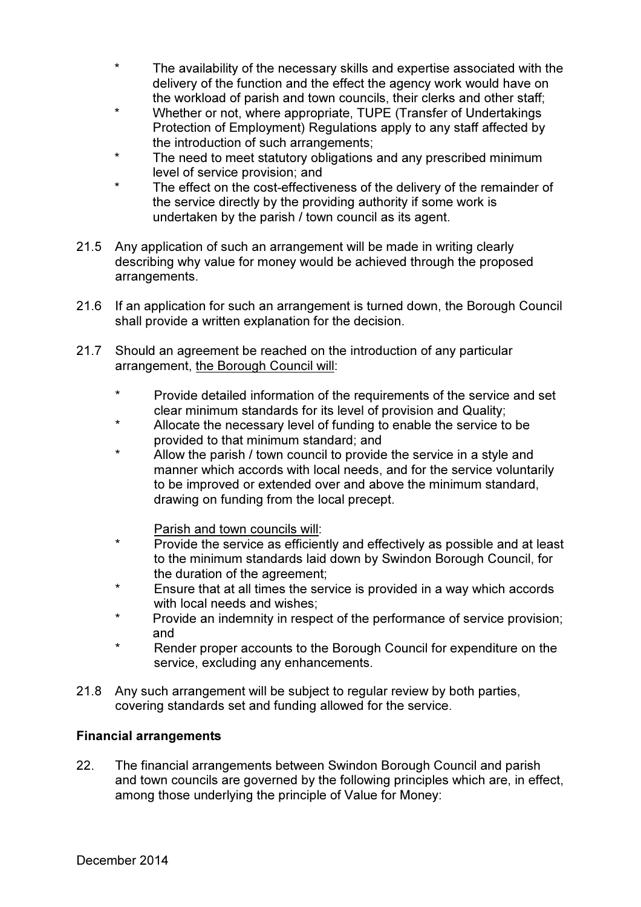- The availability of the necessary skills and expertise associated with the delivery of the function and the effect the agency work would have on the workload of parish and town councils, their clerks and other staff;
- Whether or not, where appropriate, TUPE (Transfer of Undertakings Protection of Employment) Regulations apply to any staff affected by the introduction of such arrangements;
- The need to meet statutory obligations and any prescribed minimum level of service provision; and
- The effect on the cost-effectiveness of the delivery of the remainder of the service directly by the providing authority if some work is undertaken by the parish / town council as its agent.

21.5 Any application of such an arrangement will be made in writing clearly describing why value for money would be achieved through the proposed arrangements.

21.6 If an application for such an arrangement is turned down, the Borough Council shall provide a written explanation for the decision.

21.7 Should an agreement be reached on the introduction of any particular arrangement, <u>the Borough Council will</u>:

- Provide detailed information of the requirements of the service and set clear minimum standards for its level of provision and Quality;
- Allocate the necessary level of funding to enable the service to be provided to that minimum standard; and
- Allow the parish / town council to provide the service in a style and manner which accords with local needs, and for the service voluntarily to be improved or extended over and above the minimum standard, drawing on funding from the local precept.

<u>Parish and town councils will</u>:

- Provide the service as efficiently and effectively as possible and at least to the minimum standards laid down by Swindon Borough Council, for the duration of the agreement;
- Ensure that at all times the service is provided in a way which accords with local needs and wishes;
- Provide an indemnity in respect of the performance of service provision; and
- Render proper accounts to the Borough Council for expenditure on the service, excluding any enhancements.

21.8 Any such arrangement will be subject to regular review by both parties, covering standards set and funding allowed for the service.

**Financial arrangements**

22. The financial arrangements between Swindon Borough Council and parish and town councils are governed by the following principles which are, in effect, among those underlying the principle of Value for Money: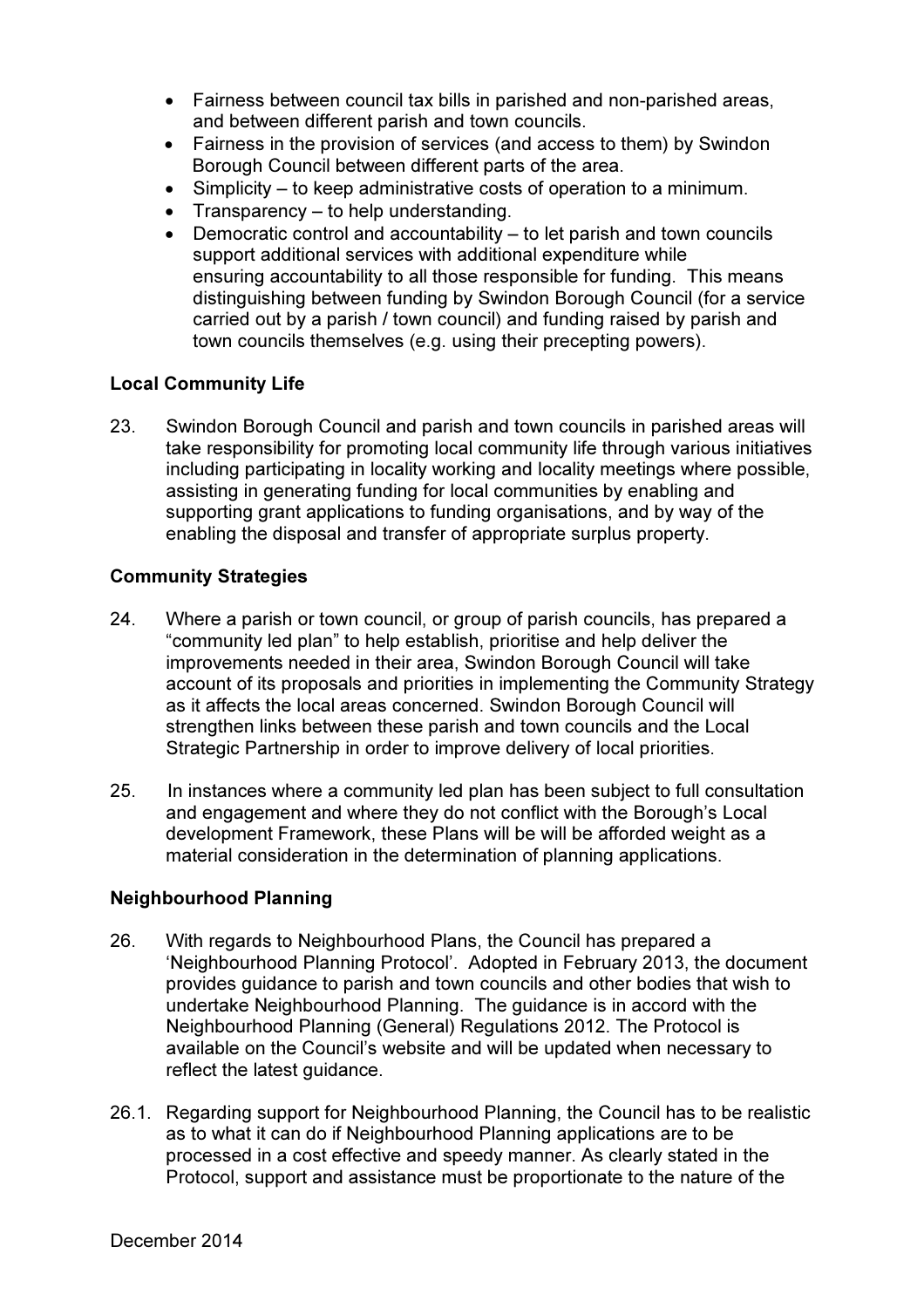- Fairness between council tax bills in parished and non-parished areas, and between different parish and town councils.
- Fairness in the provision of services (and access to them) by Swindon Borough Council between different parts of the area.
- Simplicity – to keep administrative costs of operation to a minimum.
- Transparency – to help understanding.
- Democratic control and accountability – to let parish and town councils support additional services with additional expenditure while ensuring accountability to all those responsible for funding. This means distinguishing between funding by Swindon Borough Council (for a service carried out by a parish / town council) and funding raised by parish and town councils themselves (e.g. using their precepting powers).

**Local Community Life**

23. Swindon Borough Council and parish and town councils in parished areas will take responsibility for promoting local community life through various initiatives including participating in locality working and locality meetings where possible, assisting in generating funding for local communities by enabling and supporting grant applications to funding organisations, and by way of the enabling the disposal and transfer of appropriate surplus property.

**Community Strategies**

24. Where a parish or town council, or group of parish councils, has prepared a "community led plan" to help establish, prioritise and help deliver the improvements needed in their area, Swindon Borough Council will take account of its proposals and priorities in implementing the Community Strategy as it affects the local areas concerned. Swindon Borough Council will strengthen links between these parish and town councils and the Local Strategic Partnership in order to improve delivery of local priorities.

25. In instances where a community led plan has been subject to full consultation and engagement and where they do not conflict with the Borough's Local development Framework, these Plans will be will be afforded weight as a material consideration in the determination of planning applications.

**Neighbourhood Planning**

26. With regards to Neighbourhood Plans, the Council has prepared a 'Neighbourhood Planning Protocol'. Adopted in February 2013, the document provides guidance to parish and town councils and other bodies that wish to undertake Neighbourhood Planning. The guidance is in accord with the Neighbourhood Planning (General) Regulations 2012. The Protocol is available on the Council's website and will be updated when necessary to reflect the latest guidance.

26.1. Regarding support for Neighbourhood Planning, the Council has to be realistic as to what it can do if Neighbourhood Planning applications are to be processed in a cost effective and speedy manner. As clearly stated in the Protocol, support and assistance must be proportionate to the nature of the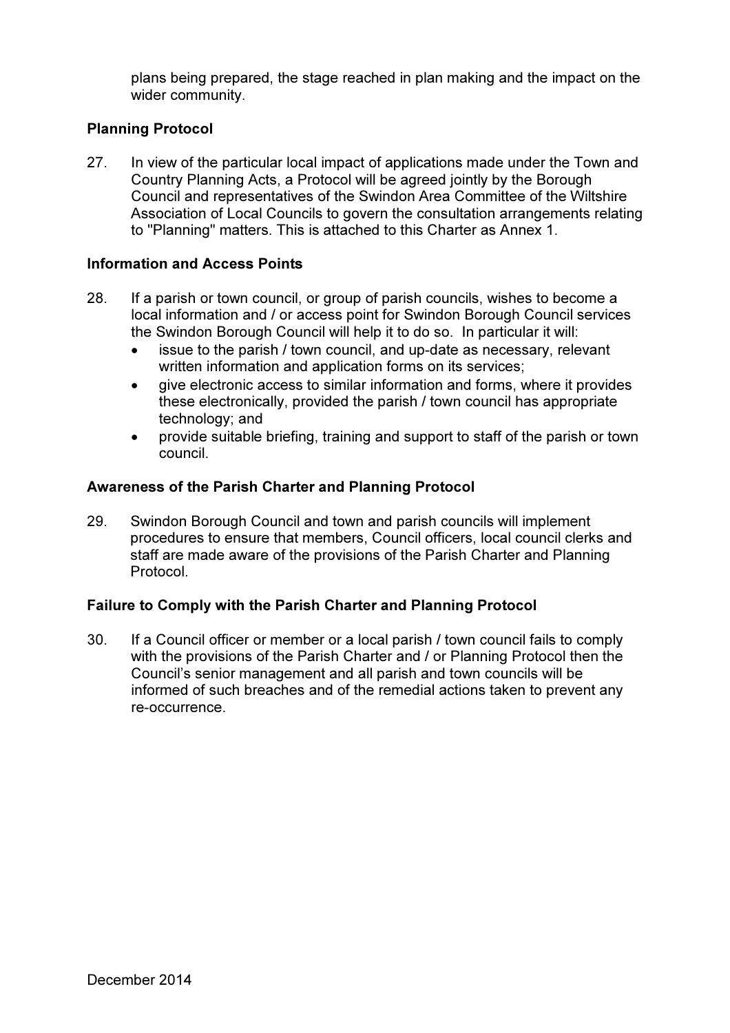plans being prepared, the stage reached in plan making and the impact on the wider community.

**Planning Protocol**

27. In view of the particular local impact of applications made under the Town and Country Planning Acts, a Protocol will be agreed jointly by the Borough Council and representatives of the Swindon Area Committee of the Wiltshire Association of Local Councils to govern the consultation arrangements relating to "Planning" matters. This is attached to this Charter as Annex 1.

**Information and Access Points**

28. If a parish or town council, or group of parish councils, wishes to become a local information and / or access point for Swindon Borough Council services the Swindon Borough Council will help it to do so. In particular it will:
    - issue to the parish / town council, and up-date as necessary, relevant written information and application forms on its services;
    - give electronic access to similar information and forms, where it provides these electronically, provided the parish / town council has appropriate technology; and
    - provide suitable briefing, training and support to staff of the parish or town council.

**Awareness of the Parish Charter and Planning Protocol**

29. Swindon Borough Council and town and parish councils will implement procedures to ensure that members, Council officers, local council clerks and staff are made aware of the provisions of the Parish Charter and Planning Protocol.

**Failure to Comply with the Parish Charter and Planning Protocol**

30. If a Council officer or member or a local parish / town council fails to comply with the provisions of the Parish Charter and / or Planning Protocol then the Council's senior management and all parish and town councils will be informed of such breaches and of the remedial actions taken to prevent any re-occurrence.

December 2014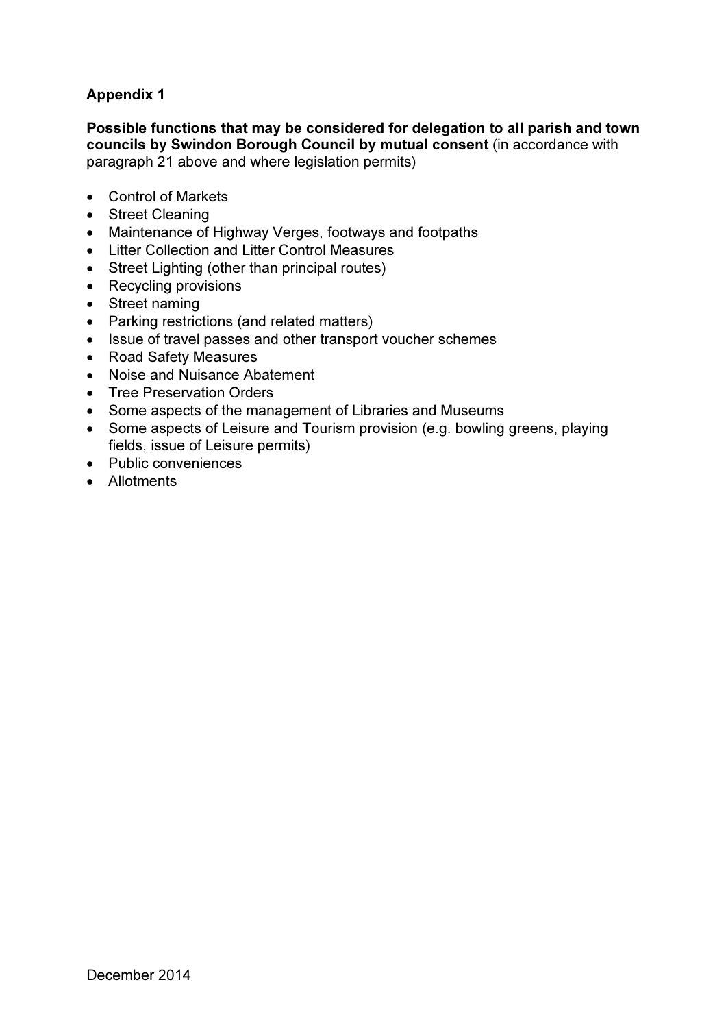**Appendix 1**

**Possible functions that may be considered for delegation to all parish and town councils by Swindon Borough Council by mutual consent** (in accordance with paragraph 21 above and where legislation permits)

- Control of Markets
- Street Cleaning
- Maintenance of Highway Verges, footways and footpaths
- Litter Collection and Litter Control Measures
- Street Lighting (other than principal routes)
- Recycling provisions
- Street naming
- Parking restrictions (and related matters)
- Issue of travel passes and other transport voucher schemes
- Road Safety Measures
- Noise and Nuisance Abatement
- Tree Preservation Orders
- Some aspects of the management of Libraries and Museums
- Some aspects of Leisure and Tourism provision (e.g. bowling greens, playing fields, issue of Leisure permits)
- Public conveniences
- Allotments

December 2014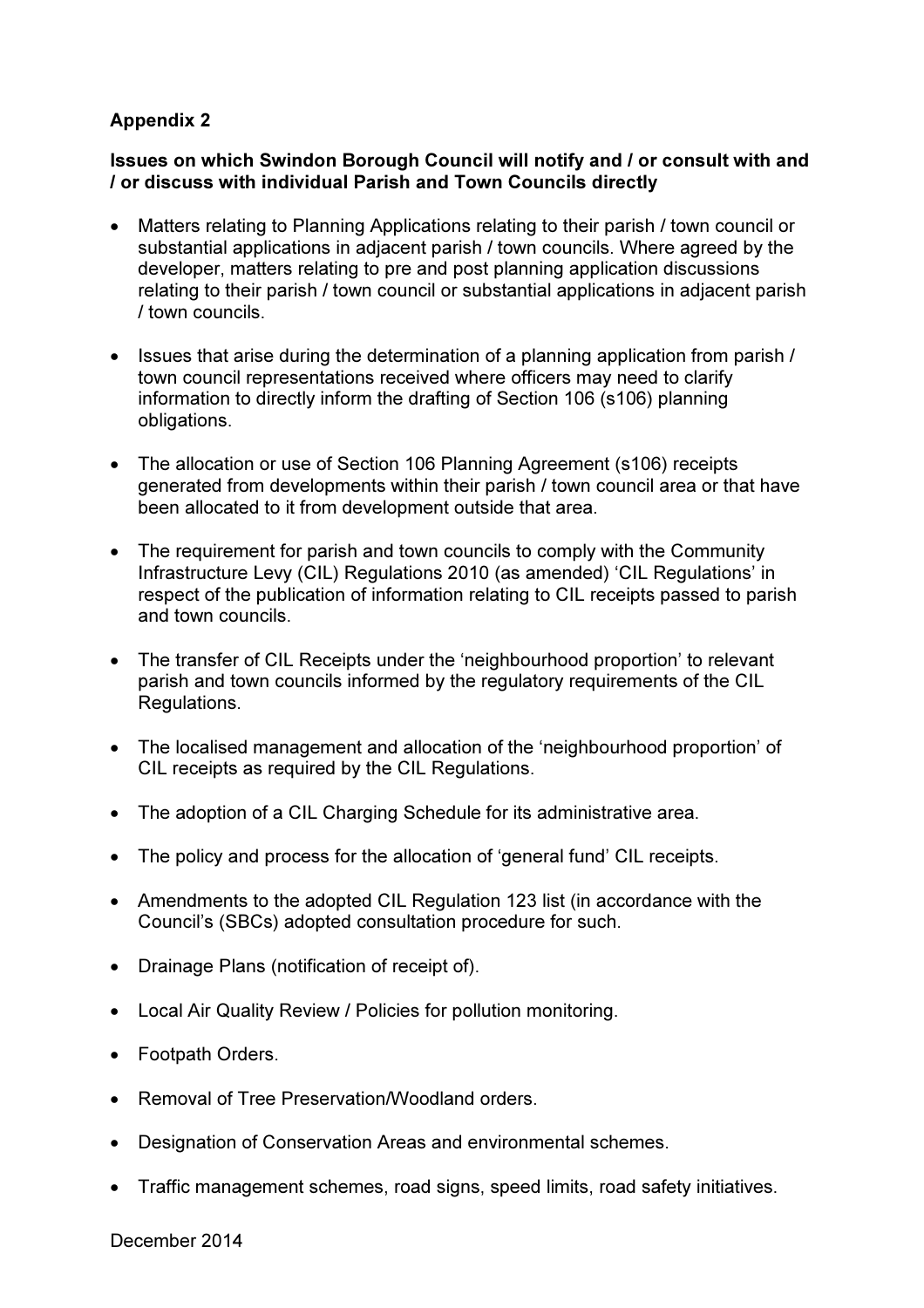**Appendix 2**

**Issues on which Swindon Borough Council will notify and / or consult with and / or discuss with individual Parish and Town Councils directly**

- Matters relating to Planning Applications relating to their parish / town council or substantial applications in adjacent parish / town councils. Where agreed by the developer, matters relating to pre and post planning application discussions relating to their parish / town council or substantial applications in adjacent parish / town councils.
- Issues that arise during the determination of a planning application from parish / town council representations received where officers may need to clarify information to directly inform the drafting of Section 106 (s106) planning obligations.
- The allocation or use of Section 106 Planning Agreement (s106) receipts generated from developments within their parish / town council area or that have been allocated to it from development outside that area.
- The requirement for parish and town councils to comply with the Community Infrastructure Levy (CIL) Regulations 2010 (as amended) 'CIL Regulations' in respect of the publication of information relating to CIL receipts passed to parish and town councils.
- The transfer of CIL Receipts under the 'neighbourhood proportion' to relevant parish and town councils informed by the regulatory requirements of the CIL Regulations.
- The localised management and allocation of the 'neighbourhood proportion' of CIL receipts as required by the CIL Regulations.
- The adoption of a CIL Charging Schedule for its administrative area.
- The policy and process for the allocation of 'general fund' CIL receipts.
- Amendments to the adopted CIL Regulation 123 list (in accordance with the Council's (SBCs) adopted consultation procedure for such.
- Drainage Plans (notification of receipt of).
- Local Air Quality Review / Policies for pollution monitoring.
- Footpath Orders.
- Removal of Tree Preservation/Woodland orders.
- Designation of Conservation Areas and environmental schemes.
- Traffic management schemes, road signs, speed limits, road safety initiatives.

December 2014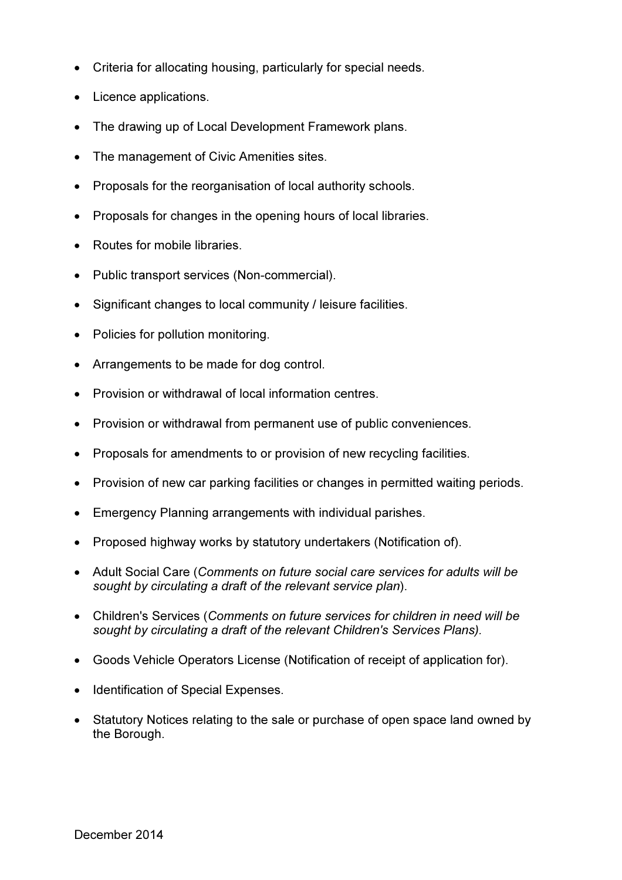- Criteria for allocating housing, particularly for special needs.
- Licence applications.
- The drawing up of Local Development Framework plans.
- The management of Civic Amenities sites.
- Proposals for the reorganisation of local authority schools.
- Proposals for changes in the opening hours of local libraries.
- Routes for mobile libraries.
- Public transport services (Non-commercial).
- Significant changes to local community / leisure facilities.
- Policies for pollution monitoring.
- Arrangements to be made for dog control.
- Provision or withdrawal of local information centres.
- Provision or withdrawal from permanent use of public conveniences.
- Proposals for amendments to or provision of new recycling facilities.
- Provision of new car parking facilities or changes in permitted waiting periods.
- Emergency Planning arrangements with individual parishes.
- Proposed highway works by statutory undertakers (Notification of).
- Adult Social Care (*Comments on future social care services for adults will be sought by circulating a draft of the relevant service plan*).
- Children's Services (*Comments on future services for children in need will be sought by circulating a draft of the relevant Children's Services Plans).*
- Goods Vehicle Operators License (Notification of receipt of application for).
- Identification of Special Expenses.
- Statutory Notices relating to the sale or purchase of open space land owned by the Borough.

December 2014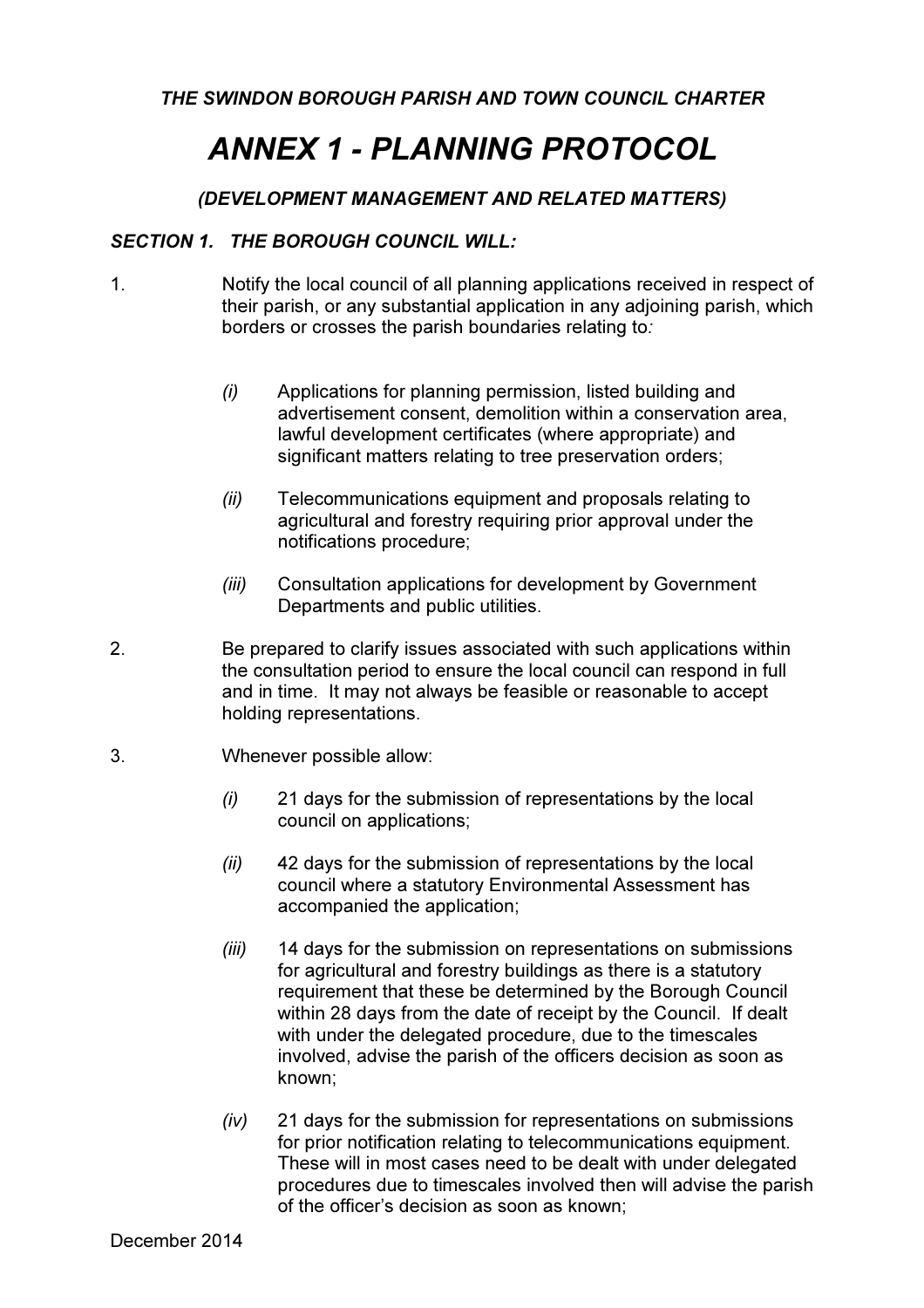*THE SWINDON BOROUGH PARISH AND TOWN COUNCIL CHARTER*

# *ANNEX 1 - PLANNING PROTOCOL*

### *(DEVELOPMENT MANAGEMENT AND RELATED MATTERS)*

### *SECTION 1. THE BOROUGH COUNCIL WILL:*

1. Notify the local council of all planning applications received in respect of their parish, or any substantial application in any adjoining parish, which borders or crosses the parish boundaries relating to*:*

   *(i)* Applications for planning permission, listed building and advertisement consent, demolition within a conservation area, lawful development certificates (where appropriate) and significant matters relating to tree preservation orders;

   *(ii)* Telecommunications equipment and proposals relating to agricultural and forestry requiring prior approval under the notifications procedure;

   *(iii)* Consultation applications for development by Government Departments and public utilities.

2. Be prepared to clarify issues associated with such applications within the consultation period to ensure the local council can respond in full and in time. It may not always be feasible or reasonable to accept holding representations.

3. Whenever possible allow:

   *(i)* 21 days for the submission of representations by the local council on applications;

   *(ii)* 42 days for the submission of representations by the local council where a statutory Environmental Assessment has accompanied the application;

   *(iii)* 14 days for the submission on representations on submissions for agricultural and forestry buildings as there is a statutory requirement that these be determined by the Borough Council within 28 days from the date of receipt by the Council. If dealt with under the delegated procedure, due to the timescales involved, advise the parish of the officers decision as soon as known;

   *(iv)* 21 days for the submission for representations on submissions for prior notification relating to telecommunications equipment. These will in most cases need to be dealt with under delegated procedures due to timescales involved then will advise the parish of the officer's decision as soon as known;

December 2014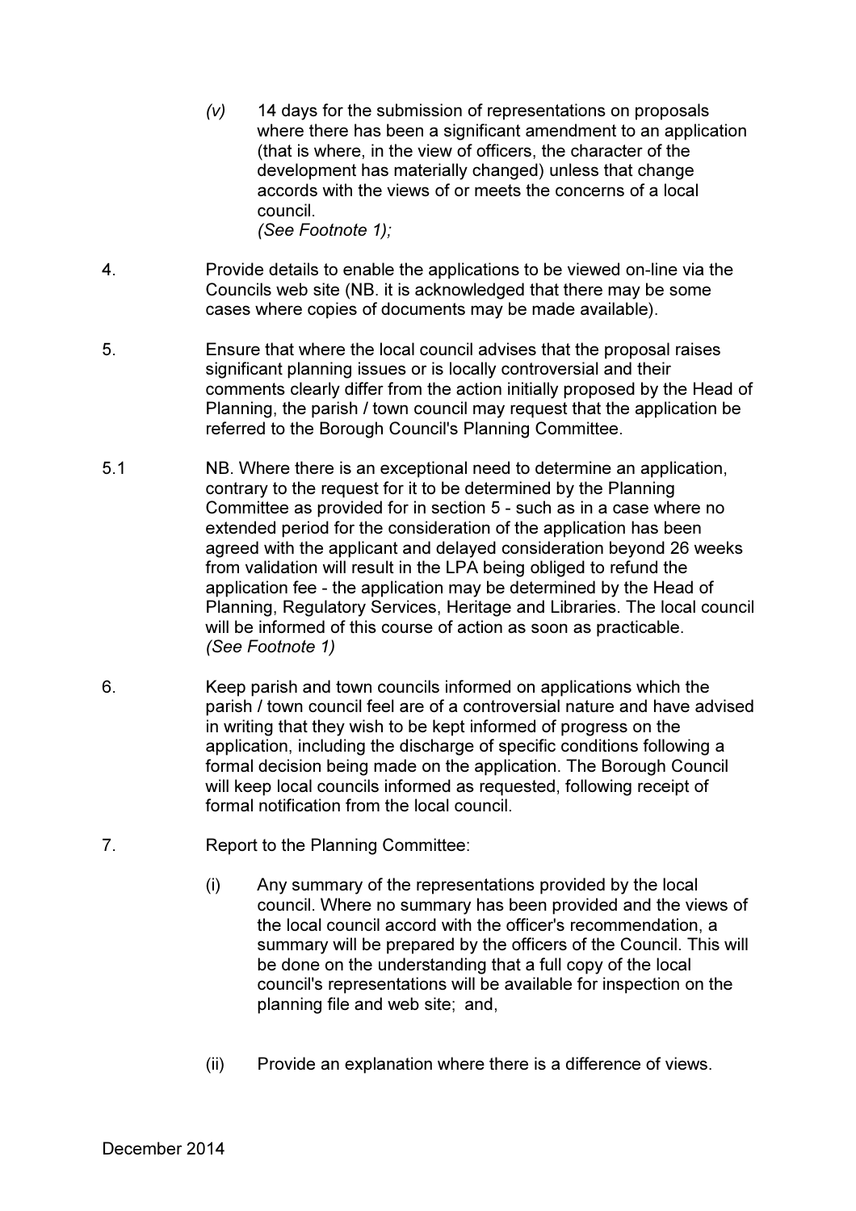*(v)* 14 days for the submission of representations on proposals where there has been a significant amendment to an application (that is where, in the view of officers, the character of the development has materially changed) unless that change accords with the views of or meets the concerns of a local council.
*(See Footnote 1);*

4. Provide details to enable the applications to be viewed on-line via the Councils web site (NB. it is acknowledged that there may be some cases where copies of documents may be made available).

5. Ensure that where the local council advises that the proposal raises significant planning issues or is locally controversial and their comments clearly differ from the action initially proposed by the Head of Planning, the parish / town council may request that the application be referred to the Borough Council's Planning Committee.

5.1 NB. Where there is an exceptional need to determine an application, contrary to the request for it to be determined by the Planning Committee as provided for in section 5 - such as in a case where no extended period for the consideration of the application has been agreed with the applicant and delayed consideration beyond 26 weeks from validation will result in the LPA being obliged to refund the application fee - the application may be determined by the Head of Planning, Regulatory Services, Heritage and Libraries. The local council will be informed of this course of action as soon as practicable.
*(See Footnote 1)*

6. Keep parish and town councils informed on applications which the parish / town council feel are of a controversial nature and have advised in writing that they wish to be kept informed of progress on the application, including the discharge of specific conditions following a formal decision being made on the application. The Borough Council will keep local councils informed as requested, following receipt of formal notification from the local council.

7. Report to the Planning Committee:

   (i) Any summary of the representations provided by the local council. Where no summary has been provided and the views of the local council accord with the officer's recommendation, a summary will be prepared by the officers of the Council. This will be done on the understanding that a full copy of the local council's representations will be available for inspection on the planning file and web site; and,

   (ii) Provide an explanation where there is a difference of views.

December 2014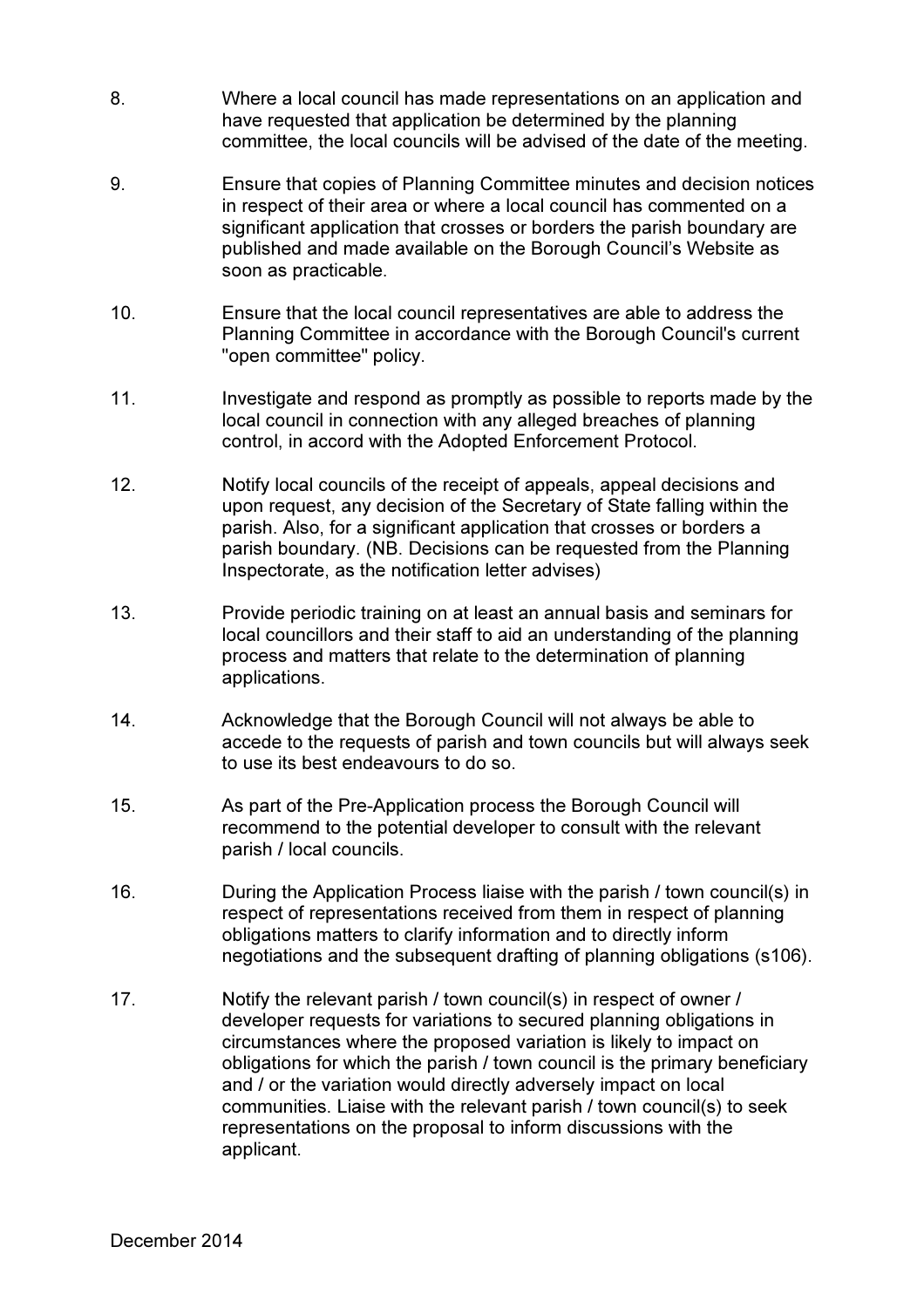8. Where a local council has made representations on an application and have requested that application be determined by the planning committee, the local councils will be advised of the date of the meeting.

9. Ensure that copies of Planning Committee minutes and decision notices in respect of their area or where a local council has commented on a significant application that crosses or borders the parish boundary are published and made available on the Borough Council's Website as soon as practicable.

10. Ensure that the local council representatives are able to address the Planning Committee in accordance with the Borough Council's current "open committee" policy.

11. Investigate and respond as promptly as possible to reports made by the local council in connection with any alleged breaches of planning control, in accord with the Adopted Enforcement Protocol.

12. Notify local councils of the receipt of appeals, appeal decisions and upon request, any decision of the Secretary of State falling within the parish. Also, for a significant application that crosses or borders a parish boundary. (NB. Decisions can be requested from the Planning Inspectorate, as the notification letter advises)

13. Provide periodic training on at least an annual basis and seminars for local councillors and their staff to aid an understanding of the planning process and matters that relate to the determination of planning applications.

14. Acknowledge that the Borough Council will not always be able to accede to the requests of parish and town councils but will always seek to use its best endeavours to do so.

15. As part of the Pre-Application process the Borough Council will recommend to the potential developer to consult with the relevant parish / local councils.

16. During the Application Process liaise with the parish / town council(s) in respect of representations received from them in respect of planning obligations matters to clarify information and to directly inform negotiations and the subsequent drafting of planning obligations (s106).

17. Notify the relevant parish / town council(s) in respect of owner / developer requests for variations to secured planning obligations in circumstances where the proposed variation is likely to impact on obligations for which the parish / town council is the primary beneficiary and / or the variation would directly adversely impact on local communities. Liaise with the relevant parish / town council(s) to seek representations on the proposal to inform discussions with the applicant.

December 2014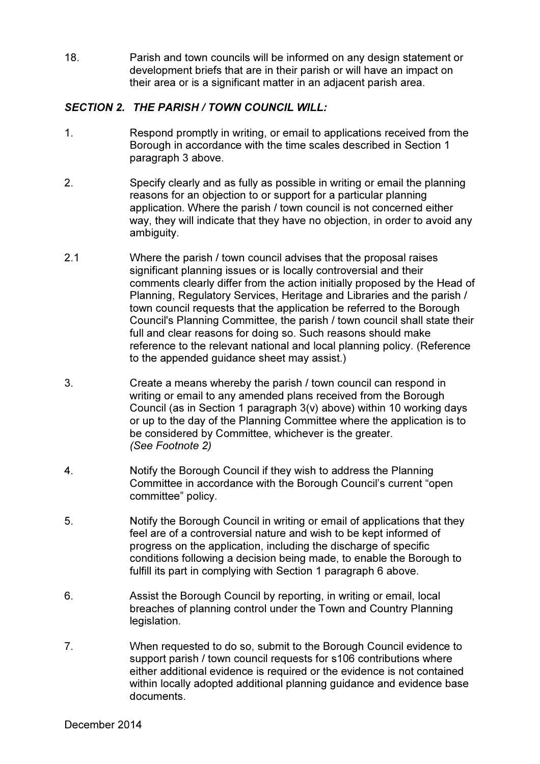18. Parish and town councils will be informed on any design statement or development briefs that are in their parish or will have an impact on their area or is a significant matter in an adjacent parish area.

***SECTION 2. THE PARISH / TOWN COUNCIL WILL:***

1. Respond promptly in writing, or email to applications received from the Borough in accordance with the time scales described in Section 1 paragraph 3 above.

2. Specify clearly and as fully as possible in writing or email the planning reasons for an objection to or support for a particular planning application. Where the parish / town council is not concerned either way, they will indicate that they have no objection, in order to avoid any ambiguity.

2.1 Where the parish / town council advises that the proposal raises significant planning issues or is locally controversial and their comments clearly differ from the action initially proposed by the Head of Planning, Regulatory Services, Heritage and Libraries and the parish / town council requests that the application be referred to the Borough Council's Planning Committee, the parish / town council shall state their full and clear reasons for doing so. Such reasons should make reference to the relevant national and local planning policy. (Reference to the appended guidance sheet may assist.)

3. Create a means whereby the parish / town council can respond in writing or email to any amended plans received from the Borough Council (as in Section 1 paragraph 3(v) above) within 10 working days or up to the day of the Planning Committee where the application is to be considered by Committee, whichever is the greater. *(See Footnote 2)*

4. Notify the Borough Council if they wish to address the Planning Committee in accordance with the Borough Council's current "open committee" policy.

5. Notify the Borough Council in writing or email of applications that they feel are of a controversial nature and wish to be kept informed of progress on the application, including the discharge of specific conditions following a decision being made, to enable the Borough to fulfill its part in complying with Section 1 paragraph 6 above.

6. Assist the Borough Council by reporting, in writing or email, local breaches of planning control under the Town and Country Planning legislation.

7. When requested to do so, submit to the Borough Council evidence to support parish / town council requests for s106 contributions where either additional evidence is required or the evidence is not contained within locally adopted additional planning guidance and evidence base documents.

December 2014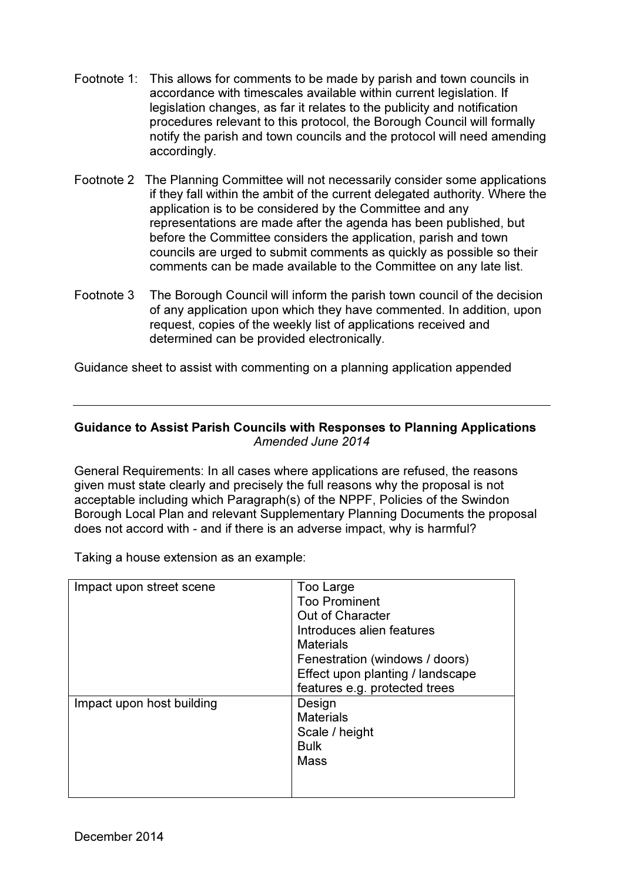Footnote 1: This allows for comments to be made by parish and town councils in accordance with timescales available within current legislation. If legislation changes, as far it relates to the publicity and notification procedures relevant to this protocol, the Borough Council will formally notify the parish and town councils and the protocol will need amending accordingly.

Footnote 2 The Planning Committee will not necessarily consider some applications if they fall within the ambit of the current delegated authority. Where the application is to be considered by the Committee and any representations are made after the agenda has been published, but before the Committee considers the application, parish and town councils are urged to submit comments as quickly as possible so their comments can be made available to the Committee on any late list.

Footnote 3 The Borough Council will inform the parish town council of the decision of any application upon which they have commented. In addition, upon request, copies of the weekly list of applications received and determined can be provided electronically.

Guidance sheet to assist with commenting on a planning application appended

---

**Guidance to Assist Parish Councils with Responses to Planning Applications**
*Amended June 2014*

General Requirements: In all cases where applications are refused, the reasons given must state clearly and precisely the full reasons why the proposal is not acceptable including which Paragraph(s) of the NPPF, Policies of the Swindon Borough Local Plan and relevant Supplementary Planning Documents the proposal does not accord with - and if there is an adverse impact, why is harmful?

Taking a house extension as an example:

| | |
|---|---|
| Impact upon street scene | Too Large<br>Too Prominent<br>Out of Character<br>Introduces alien features<br>Materials<br>Fenestration (windows / doors)<br>Effect upon planting / landscape features e.g. protected trees |
| Impact upon host building | Design<br>Materials<br>Scale / height<br>Bulk<br>Mass |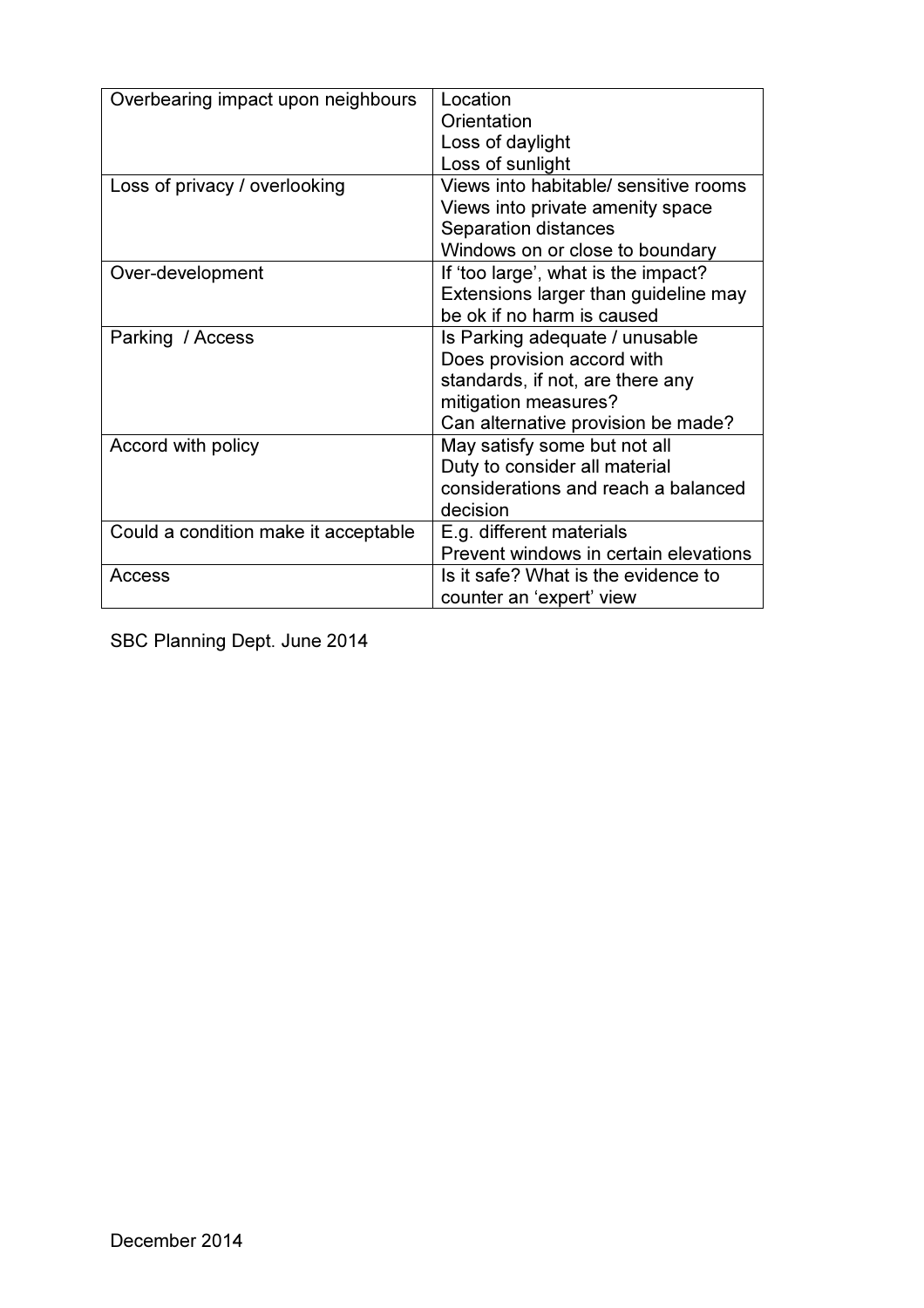| | |
|---|---|
| Overbearing impact upon neighbours | Location<br>Orientation<br>Loss of daylight<br>Loss of sunlight |
| Loss of privacy / overlooking | Views into habitable/ sensitive rooms<br>Views into private amenity space<br>Separation distances<br>Windows on or close to boundary |
| Over-development | If 'too large', what is the impact?<br>Extensions larger than guideline may be ok if no harm is caused |
| Parking / Access | Is Parking adequate / unusable<br>Does provision accord with standards, if not, are there any mitigation measures?<br>Can alternative provision be made? |
| Accord with policy | May satisfy some but not all<br>Duty to consider all material considerations and reach a balanced decision |
| Could a condition make it acceptable | E.g. different materials<br>Prevent windows in certain elevations |
| Access | Is it safe? What is the evidence to counter an 'expert' view |

SBC Planning Dept. June 2014